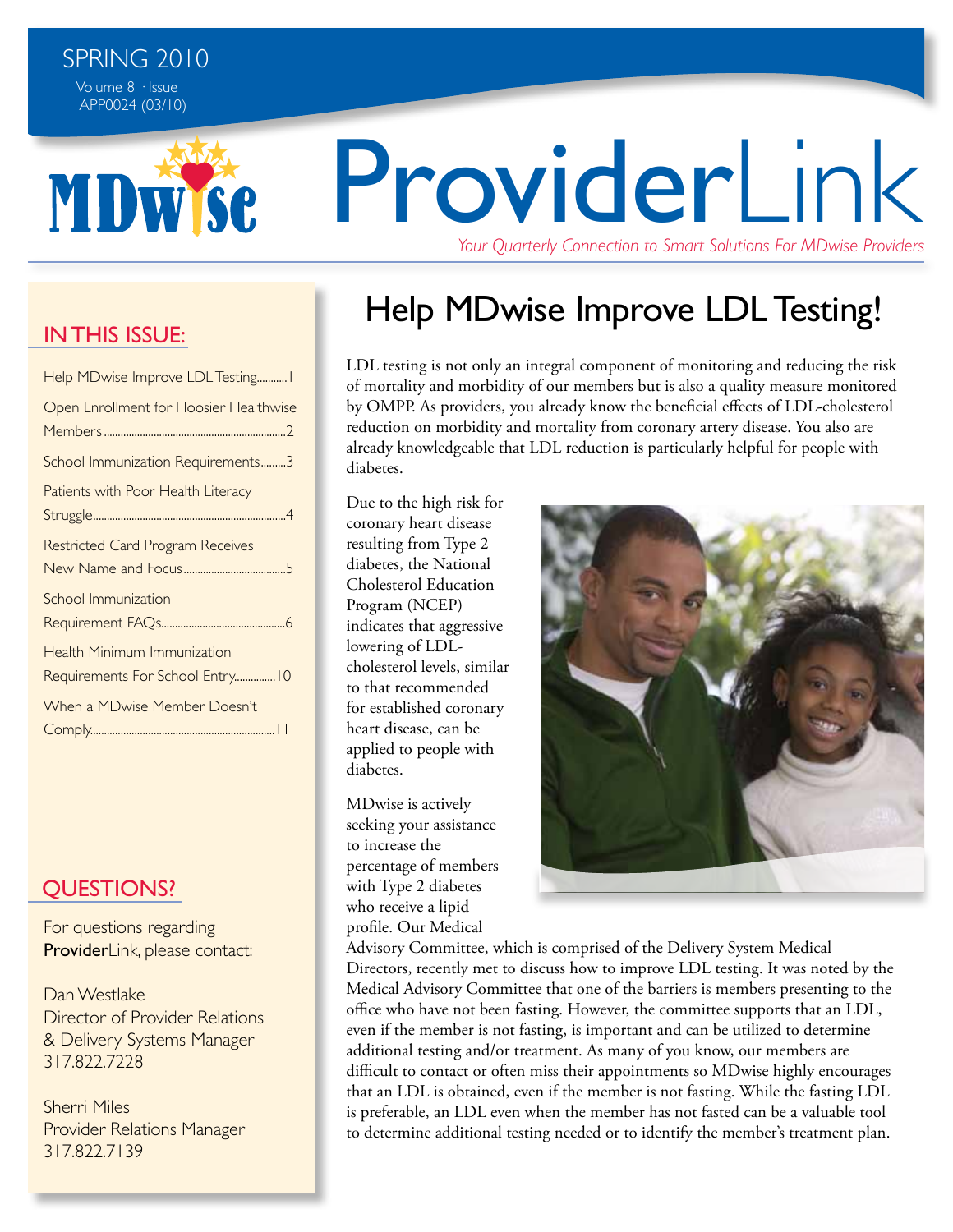SPRING 2010

Volume 8 · Issue 1

APP0024 (03/10)

MDwise

# ProviderLink

*Your Quarterly Connection to Smart Solutions For MDwise Providers*

## IN THIS ISSUE:

- Help MDwise Improve LDL Testing..........1
- Open Enrollment for Hoosier Healthwise Members..........2
- School Immunization Requirements..........3
- Patients with Poor Health Literacy Struggle..........4
- Restricted Card Program Receives New Name and Focus..........5
- School Immunization Requirement FAQs..........6
- Health Minimum Immunization Requirements For School Entry..........10
- When a MDwise Member Doesn't Comply..........11

## QUESTIONS?

For questions regarding **Provider**Link, please contact:

Dan Westlake
Director of Provider Relations & Delivery Systems Manager
317.822.7228

Sherri Miles
Provider Relations Manager
317.822.7139

# Help MDwise Improve LDL Testing!

LDL testing is not only an integral component of monitoring and reducing the risk of mortality and morbidity of our members but is also a quality measure monitored by OMPP. As providers, you already know the beneficial effects of LDL-cholesterol reduction on morbidity and mortality from coronary artery disease. You also are already knowledgeable that LDL reduction is particularly helpful for people with diabetes.

Due to the high risk for coronary heart disease resulting from Type 2 diabetes, the National Cholesterol Education Program (NCEP) indicates that aggressive lowering of LDL-cholesterol levels, similar to that recommended for established coronary heart disease, can be applied to people with diabetes.

MDwise is actively seeking your assistance to increase the percentage of members with Type 2 diabetes who receive a lipid profile. Our Medical Advisory Committee, which is comprised of the Delivery System Medical Directors, recently met to discuss how to improve LDL testing. It was noted by the Medical Advisory Committee that one of the barriers is members presenting to the office who have not been fasting. However, the committee supports that an LDL, even if the member is not fasting, is important and can be utilized to determine additional testing and/or treatment. As many of you know, our members are difficult to contact or often miss their appointments so MDwise highly encourages that an LDL is obtained, even if the member is not fasting. While the fasting LDL is preferable, an LDL even when the member has not fasted can be a valuable tool to determine additional testing needed or to identify the member's treatment plan.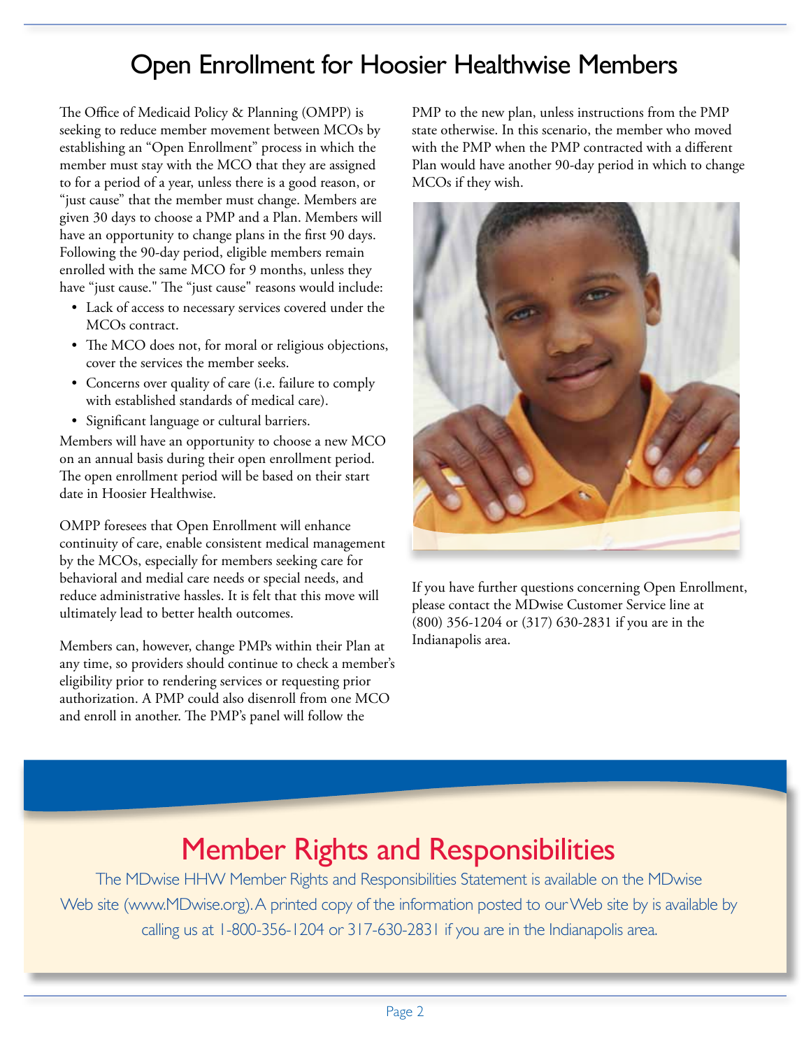# Open Enrollment for Hoosier Healthwise Members

The Office of Medicaid Policy & Planning (OMPP) is seeking to reduce member movement between MCOs by establishing an "Open Enrollment" process in which the member must stay with the MCO that they are assigned to for a period of a year, unless there is a good reason, or "just cause" that the member must change. Members are given 30 days to choose a PMP and a Plan. Members will have an opportunity to change plans in the first 90 days. Following the 90-day period, eligible members remain enrolled with the same MCO for 9 months, unless they have "just cause." The "just cause" reasons would include:

- Lack of access to necessary services covered under the MCOs contract.
- The MCO does not, for moral or religious objections, cover the services the member seeks.
- Concerns over quality of care (i.e. failure to comply with established standards of medical care).
- Significant language or cultural barriers.

Members will have an opportunity to choose a new MCO on an annual basis during their open enrollment period. The open enrollment period will be based on their start date in Hoosier Healthwise.

OMPP foresees that Open Enrollment will enhance continuity of care, enable consistent medical management by the MCOs, especially for members seeking care for behavioral and medial care needs or special needs, and reduce administrative hassles. It is felt that this move will ultimately lead to better health outcomes.

Members can, however, change PMPs within their Plan at any time, so providers should continue to check a member's eligibility prior to rendering services or requesting prior authorization. A PMP could also disenroll from one MCO and enroll in another. The PMP's panel will follow the PMP to the new plan, unless instructions from the PMP state otherwise. In this scenario, the member who moved with the PMP when the PMP contracted with a different Plan would have another 90-day period in which to change MCOs if they wish.

If you have further questions concerning Open Enrollment, please contact the MDwise Customer Service line at (800) 356-1204 or (317) 630-2831 if you are in the Indianapolis area.

## Member Rights and Responsibilities

The MDwise HHW Member Rights and Responsibilities Statement is available on the MDwise Web site (www.MDwise.org). A printed copy of the information posted to our Web site by is available by calling us at 1-800-356-1204 or 317-630-2831 if you are in the Indianapolis area.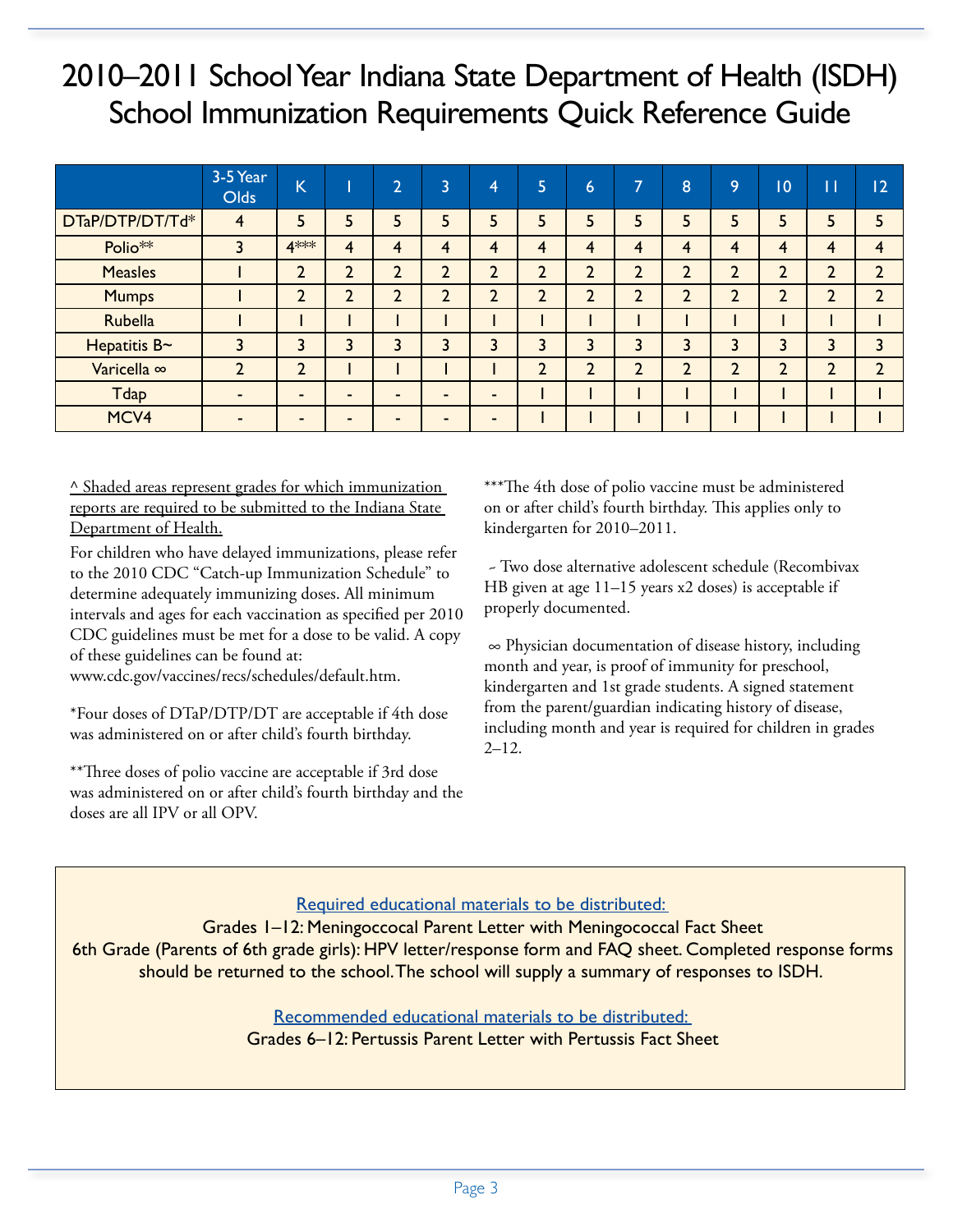# 2010–2011 School Year Indiana State Department of Health (ISDH) School Immunization Requirements Quick Reference Guide

| | 3-5 Year Olds | K | 1 | 2 | 3 | 4 | 5 | 6 | 7 | 8 | 9 | 10 | 11 | 12 |
|---|---|---|---|---|---|---|---|---|---|---|---|---|---|---|
| DTaP/DTP/DT/Td* | 4 | 5 | 5 | 5 | 5 | 5 | 5 | 5 | 5 | 5 | 5 | 5 | 5 | 5 |
| Polio** | 3 | 4*** | 4 | 4 | 4 | 4 | 4 | 4 | 4 | 4 | 4 | 4 | 4 | 4 |
| Measles | 1 | 2 | 2 | 2 | 2 | 2 | 2 | 2 | 2 | 2 | 2 | 2 | 2 | 2 |
| Mumps | 1 | 2 | 2 | 2 | 2 | 2 | 2 | 2 | 2 | 2 | 2 | 2 | 2 | 2 |
| Rubella | 1 | 1 | 1 | 1 | 1 | 1 | 1 | 1 | 1 | 1 | 1 | 1 | 1 | 1 |
| Hepatitis B~ | 3 | 3 | 3 | 3 | 3 | 3 | 3 | 3 | 3 | 3 | 3 | 3 | 3 | 3 |
| Varicella ∞ | 2 | 2 | 1 | 1 | 1 | 1 | 2 | 2 | 2 | 2 | 2 | 2 | 2 | 2 |
| Tdap | - | - | - | - | - | - | 1 | 1 | 1 | 1 | 1 | 1 | 1 | 1 |
| MCV4 | - | - | - | - | - | - | 1 | 1 | 1 | 1 | 1 | 1 | 1 | 1 |

^ Shaded areas represent grades for which immunization reports are required to be submitted to the Indiana State Department of Health.

For children who have delayed immunizations, please refer to the 2010 CDC "Catch-up Immunization Schedule" to determine adequately immunizing doses. All minimum intervals and ages for each vaccination as specified per 2010 CDC guidelines must be met for a dose to be valid. A copy of these guidelines can be found at: www.cdc.gov/vaccines/recs/schedules/default.htm.

*Four doses of DTaP/DTP/DT are acceptable if 4th dose was administered on or after child's fourth birthday.

**Three doses of polio vaccine are acceptable if 3rd dose was administered on or after child's fourth birthday and the doses are all IPV or all OPV.

***The 4th dose of polio vaccine must be administered on or after child's fourth birthday. This applies only to kindergarten for 2010–2011.

~ Two dose alternative adolescent schedule (Recombivax HB given at age 11–15 years x2 doses) is acceptable if properly documented.

∞ Physician documentation of disease history, including month and year, is proof of immunity for preschool, kindergarten and 1st grade students. A signed statement from the parent/guardian indicating history of disease, including month and year is required for children in grades 2–12.

Required educational materials to be distributed:

Grades 1–12: Meningoccocal Parent Letter with Meningococcal Fact Sheet

6th Grade (Parents of 6th grade girls): HPV letter/response form and FAQ sheet. Completed response forms should be returned to the school. The school will supply a summary of responses to ISDH.

Recommended educational materials to be distributed:

Grades 6–12: Pertussis Parent Letter with Pertussis Fact Sheet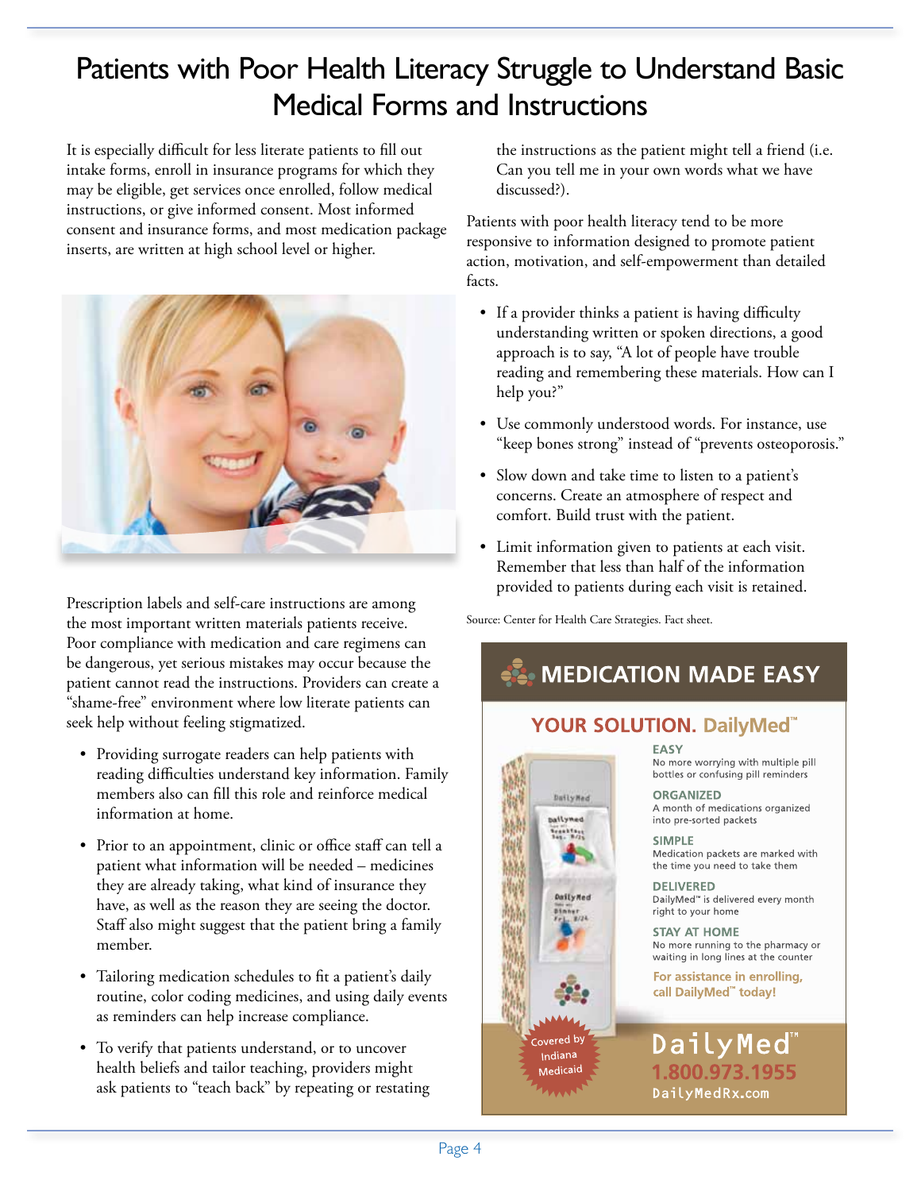# Patients with Poor Health Literacy Struggle to Understand Basic Medical Forms and Instructions

It is especially difficult for less literate patients to fill out intake forms, enroll in insurance programs for which they may be eligible, get services once enrolled, follow medical instructions, or give informed consent. Most informed consent and insurance forms, and most medication package inserts, are written at high school level or higher.

Prescription labels and self-care instructions are among the most important written materials patients receive. Poor compliance with medication and care regimens can be dangerous, yet serious mistakes may occur because the patient cannot read the instructions. Providers can create a "shame-free" environment where low literate patients can seek help without feeling stigmatized.

- Providing surrogate readers can help patients with reading difficulties understand key information. Family members also can fill this role and reinforce medical information at home.
- Prior to an appointment, clinic or office staff can tell a patient what information will be needed – medicines they are already taking, what kind of insurance they have, as well as the reason they are seeing the doctor. Staff also might suggest that the patient bring a family member.
- Tailoring medication schedules to fit a patient's daily routine, color coding medicines, and using daily events as reminders can help increase compliance.
- To verify that patients understand, or to uncover health beliefs and tailor teaching, providers might ask patients to "teach back" by repeating or restating the instructions as the patient might tell a friend (i.e. Can you tell me in your own words what we have discussed?).

Patients with poor health literacy tend to be more responsive to information designed to promote patient action, motivation, and self-empowerment than detailed facts.

- If a provider thinks a patient is having difficulty understanding written or spoken directions, a good approach is to say, "A lot of people have trouble reading and remembering these materials. How can I help you?"
- Use commonly understood words. For instance, use "keep bones strong" instead of "prevents osteoporosis."
- Slow down and take time to listen to a patient's concerns. Create an atmosphere of respect and comfort. Build trust with the patient.
- Limit information given to patients at each visit. Remember that less than half of the information provided to patients during each visit is retained.

Source: Center for Health Care Strategies. Fact sheet.

## MEDICATION MADE EASY

**YOUR SOLUTION. DailyMed™**

**EASY**
No more worrying with multiple pill bottles or confusing pill reminders

**ORGANIZED**
A month of medications organized into pre-sorted packets

**SIMPLE**
Medication packets are marked with the time you need to take them

**DELIVERED**
DailyMed™ is delivered every month right to your home

**STAY AT HOME**
No more running to the pharmacy or waiting in long lines at the counter

**For assistance in enrolling, call DailyMed™ today!**

Covered by Indiana Medicaid

**DailyMed™**
**1.800.973.1955**
DailyMedRx.com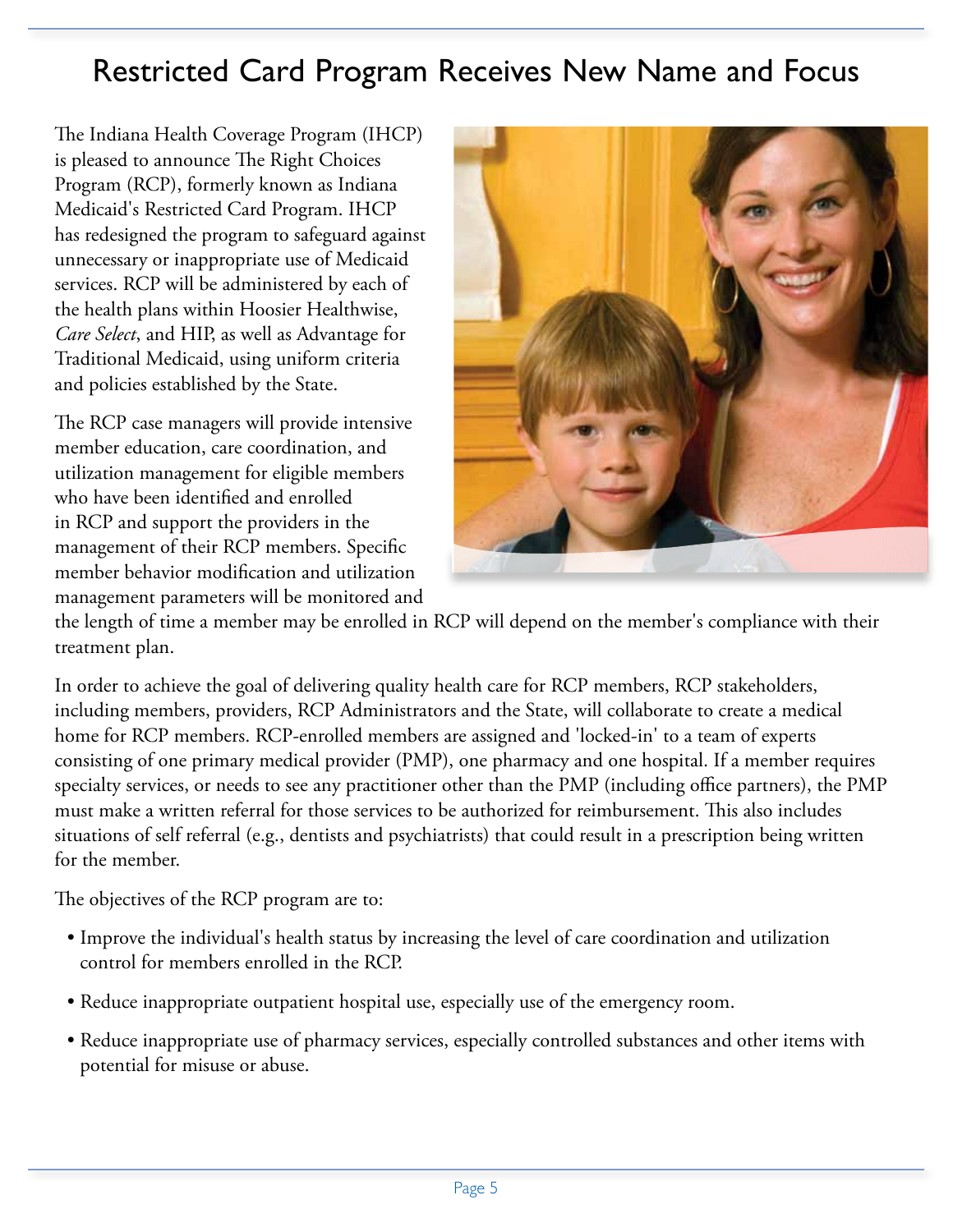# Restricted Card Program Receives New Name and Focus

The Indiana Health Coverage Program (IHCP) is pleased to announce The Right Choices Program (RCP), formerly known as Indiana Medicaid's Restricted Card Program. IHCP has redesigned the program to safeguard against unnecessary or inappropriate use of Medicaid services. RCP will be administered by each of the health plans within Hoosier Healthwise, *Care Select*, and HIP, as well as Advantage for Traditional Medicaid, using uniform criteria and policies established by the State.

The RCP case managers will provide intensive member education, care coordination, and utilization management for eligible members who have been identified and enrolled in RCP and support the providers in the management of their RCP members. Specific member behavior modification and utilization management parameters will be monitored and the length of time a member may be enrolled in RCP will depend on the member's compliance with their treatment plan.

In order to achieve the goal of delivering quality health care for RCP members, RCP stakeholders, including members, providers, RCP Administrators and the State, will collaborate to create a medical home for RCP members. RCP-enrolled members are assigned and 'locked-in' to a team of experts consisting of one primary medical provider (PMP), one pharmacy and one hospital. If a member requires specialty services, or needs to see any practitioner other than the PMP (including office partners), the PMP must make a written referral for those services to be authorized for reimbursement. This also includes situations of self referral (e.g., dentists and psychiatrists) that could result in a prescription being written for the member.

The objectives of the RCP program are to:

- Improve the individual's health status by increasing the level of care coordination and utilization control for members enrolled in the RCP.
- Reduce inappropriate outpatient hospital use, especially use of the emergency room.
- Reduce inappropriate use of pharmacy services, especially controlled substances and other items with potential for misuse or abuse.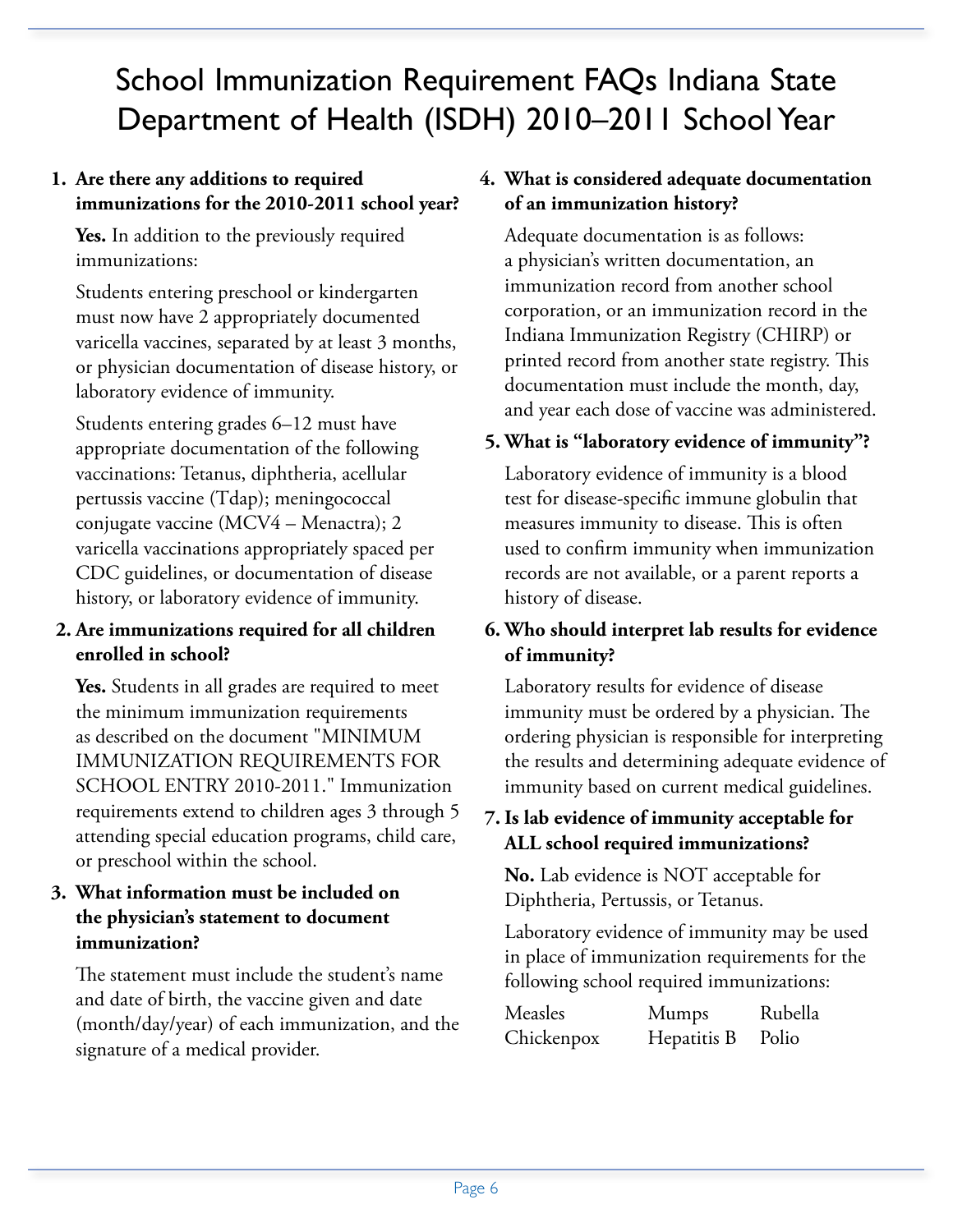# School Immunization Requirement FAQs Indiana State Department of Health (ISDH) 2010–2011 School Year

1. **Are there any additions to required immunizations for the 2010-2011 school year?**

   **Yes.** In addition to the previously required immunizations:

   Students entering preschool or kindergarten must now have 2 appropriately documented varicella vaccines, separated by at least 3 months, or physician documentation of disease history, or laboratory evidence of immunity.

   Students entering grades 6–12 must have appropriate documentation of the following vaccinations: Tetanus, diphtheria, acellular pertussis vaccine (Tdap); meningococcal conjugate vaccine (MCV4 – Menactra); 2 varicella vaccinations appropriately spaced per CDC guidelines, or documentation of disease history, or laboratory evidence of immunity.

2. **Are immunizations required for all children enrolled in school?**

   **Yes.** Students in all grades are required to meet the minimum immunization requirements as described on the document "MINIMUM IMMUNIZATION REQUIREMENTS FOR SCHOOL ENTRY 2010-2011." Immunization requirements extend to children ages 3 through 5 attending special education programs, child care, or preschool within the school.

3. **What information must be included on the physician's statement to document immunization?**

   The statement must include the student's name and date of birth, the vaccine given and date (month/day/year) of each immunization, and the signature of a medical provider.

4. **What is considered adequate documentation of an immunization history?**

   Adequate documentation is as follows: a physician's written documentation, an immunization record from another school corporation, or an immunization record in the Indiana Immunization Registry (CHIRP) or printed record from another state registry. This documentation must include the month, day, and year each dose of vaccine was administered.

5. **What is "laboratory evidence of immunity"?**

   Laboratory evidence of immunity is a blood test for disease-specific immune globulin that measures immunity to disease. This is often used to confirm immunity when immunization records are not available, or a parent reports a history of disease.

6. **Who should interpret lab results for evidence of immunity?**

   Laboratory results for evidence of disease immunity must be ordered by a physician. The ordering physician is responsible for interpreting the results and determining adequate evidence of immunity based on current medical guidelines.

7. **Is lab evidence of immunity acceptable for ALL school required immunizations?**

   **No.** Lab evidence is NOT acceptable for Diphtheria, Pertussis, or Tetanus.

   Laboratory evidence of immunity may be used in place of immunization requirements for the following school required immunizations:

   | | | |
   |---|---|---|
   | Measles | Mumps | Rubella |
   | Chickenpox | Hepatitis B | Polio |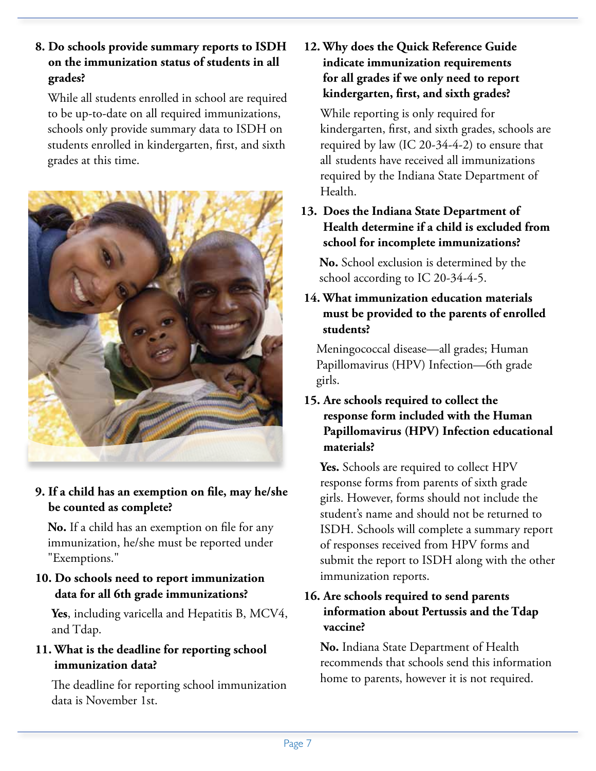**8. Do schools provide summary reports to ISDH on the immunization status of students in all grades?**

While all students enrolled in school are required to be up-to-date on all required immunizations, schools only provide summary data to ISDH on students enrolled in kindergarten, first, and sixth grades at this time.

**9. If a child has an exemption on file, may he/she be counted as complete?**

**No.** If a child has an exemption on file for any immunization, he/she must be reported under "Exemptions."

**10. Do schools need to report immunization data for all 6th grade immunizations?**

**Yes**, including varicella and Hepatitis B, MCV4, and Tdap.

**11. What is the deadline for reporting school immunization data?**

The deadline for reporting school immunization data is November 1st.

**12. Why does the Quick Reference Guide indicate immunization requirements for all grades if we only need to report kindergarten, first, and sixth grades?**

While reporting is only required for kindergarten, first, and sixth grades, schools are required by law (IC 20-34-4-2) to ensure that all students have received all immunizations required by the Indiana State Department of Health.

**13. Does the Indiana State Department of Health determine if a child is excluded from school for incomplete immunizations?**

**No.** School exclusion is determined by the school according to IC 20-34-4-5.

**14. What immunization education materials must be provided to the parents of enrolled students?**

Meningococcal disease—all grades; Human Papillomavirus (HPV) Infection—6th grade girls.

**15. Are schools required to collect the response form included with the Human Papillomavirus (HPV) Infection educational materials?**

**Yes.** Schools are required to collect HPV response forms from parents of sixth grade girls. However, forms should not include the student's name and should not be returned to ISDH. Schools will complete a summary report of responses received from HPV forms and submit the report to ISDH along with the other immunization reports.

**16. Are schools required to send parents information about Pertussis and the Tdap vaccine?**

**No.** Indiana State Department of Health recommends that schools send this information home to parents, however it is not required.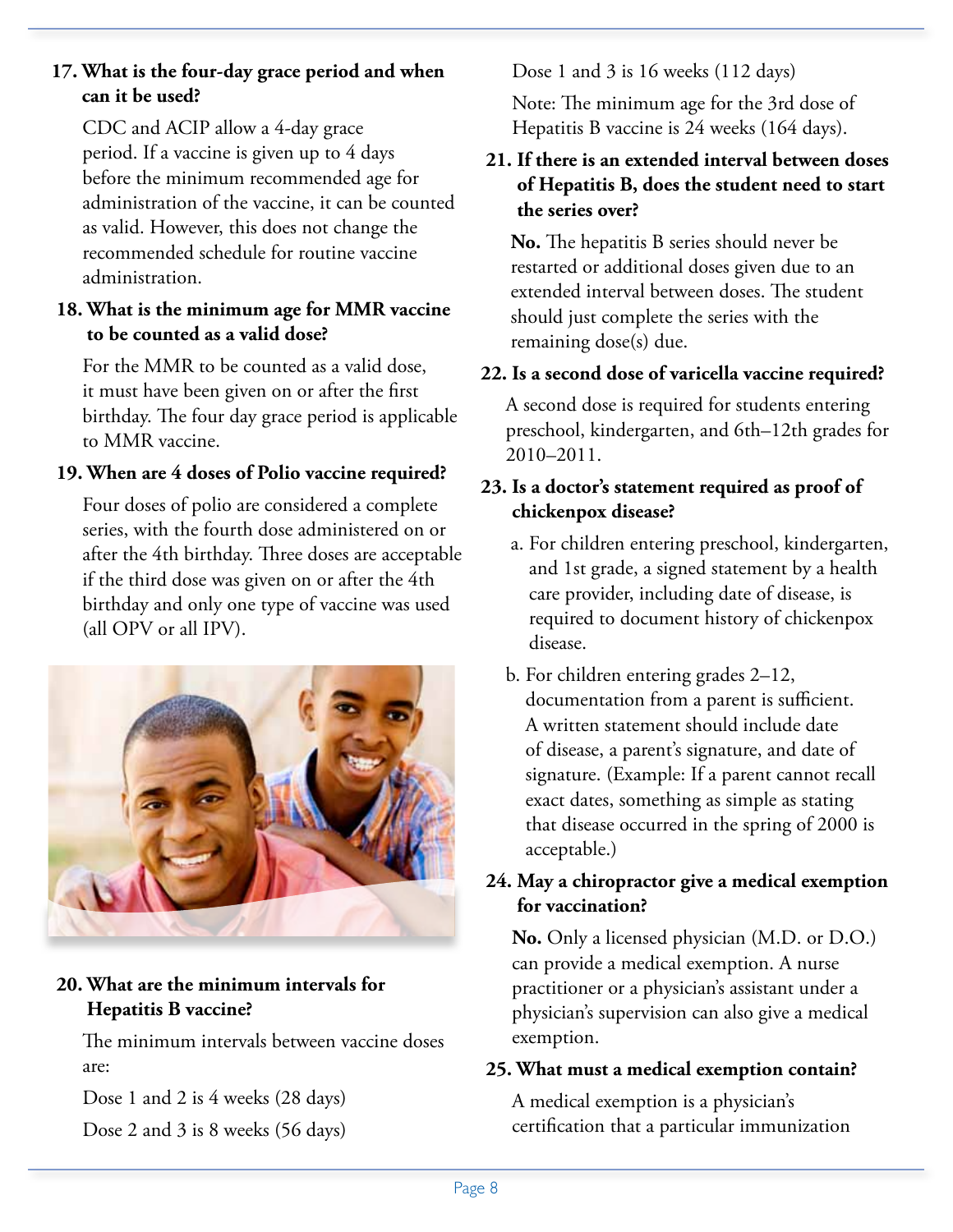**17. What is the four-day grace period and when can it be used?**

CDC and ACIP allow a 4-day grace period. If a vaccine is given up to 4 days before the minimum recommended age for administration of the vaccine, it can be counted as valid. However, this does not change the recommended schedule for routine vaccine administration.

**18. What is the minimum age for MMR vaccine to be counted as a valid dose?**

For the MMR to be counted as a valid dose, it must have been given on or after the first birthday. The four day grace period is applicable to MMR vaccine.

**19. When are 4 doses of Polio vaccine required?**

Four doses of polio are considered a complete series, with the fourth dose administered on or after the 4th birthday. Three doses are acceptable if the third dose was given on or after the 4th birthday and only one type of vaccine was used (all OPV or all IPV).

**20. What are the minimum intervals for Hepatitis B vaccine?**

The minimum intervals between vaccine doses are:

Dose 1 and 2 is 4 weeks (28 days)

Dose 2 and 3 is 8 weeks (56 days)

Dose 1 and 3 is 16 weeks (112 days)

Note: The minimum age for the 3rd dose of Hepatitis B vaccine is 24 weeks (164 days).

**21. If there is an extended interval between doses of Hepatitis B, does the student need to start the series over?**

**No.** The hepatitis B series should never be restarted or additional doses given due to an extended interval between doses. The student should just complete the series with the remaining dose(s) due.

**22. Is a second dose of varicella vaccine required?**

A second dose is required for students entering preschool, kindergarten, and 6th–12th grades for 2010–2011.

**23. Is a doctor's statement required as proof of chickenpox disease?**

a. For children entering preschool, kindergarten, and 1st grade, a signed statement by a health care provider, including date of disease, is required to document history of chickenpox disease.

b. For children entering grades 2–12, documentation from a parent is sufficient. A written statement should include date of disease, a parent's signature, and date of signature. (Example: If a parent cannot recall exact dates, something as simple as stating that disease occurred in the spring of 2000 is acceptable.)

**24. May a chiropractor give a medical exemption for vaccination?**

**No.** Only a licensed physician (M.D. or D.O.) can provide a medical exemption. A nurse practitioner or a physician's assistant under a physician's supervision can also give a medical exemption.

**25. What must a medical exemption contain?**

A medical exemption is a physician's certification that a particular immunization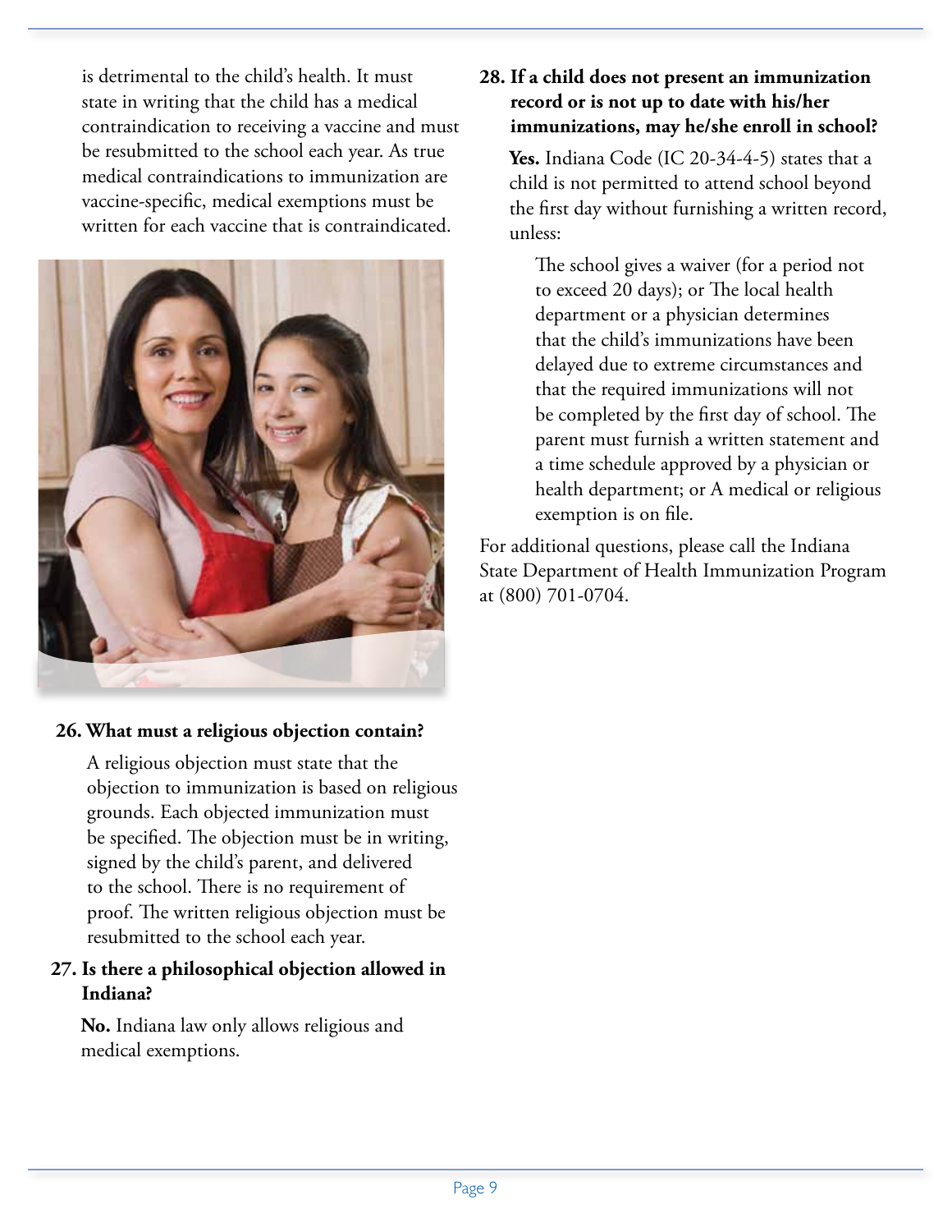is detrimental to the child's health. It must state in writing that the child has a medical contraindication to receiving a vaccine and must be resubmitted to the school each year. As true medical contraindications to immunization are vaccine-specific, medical exemptions must be written for each vaccine that is contraindicated.

**26. What must a religious objection contain?**

A religious objection must state that the objection to immunization is based on religious grounds. Each objected immunization must be specified. The objection must be in writing, signed by the child's parent, and delivered to the school. There is no requirement of proof. The written religious objection must be resubmitted to the school each year.

**27. Is there a philosophical objection allowed in Indiana?**

**No.** Indiana law only allows religious and medical exemptions.

**28. If a child does not present an immunization record or is not up to date with his/her immunizations, may he/she enroll in school?**

**Yes.** Indiana Code (IC 20-34-4-5) states that a child is not permitted to attend school beyond the first day without furnishing a written record, unless:

> The school gives a waiver (for a period not to exceed 20 days); or The local health department or a physician determines that the child's immunizations have been delayed due to extreme circumstances and that the required immunizations will not be completed by the first day of school. The parent must furnish a written statement and a time schedule approved by a physician or health department; or A medical or religious exemption is on file.

For additional questions, please call the Indiana State Department of Health Immunization Program at (800) 701-0704.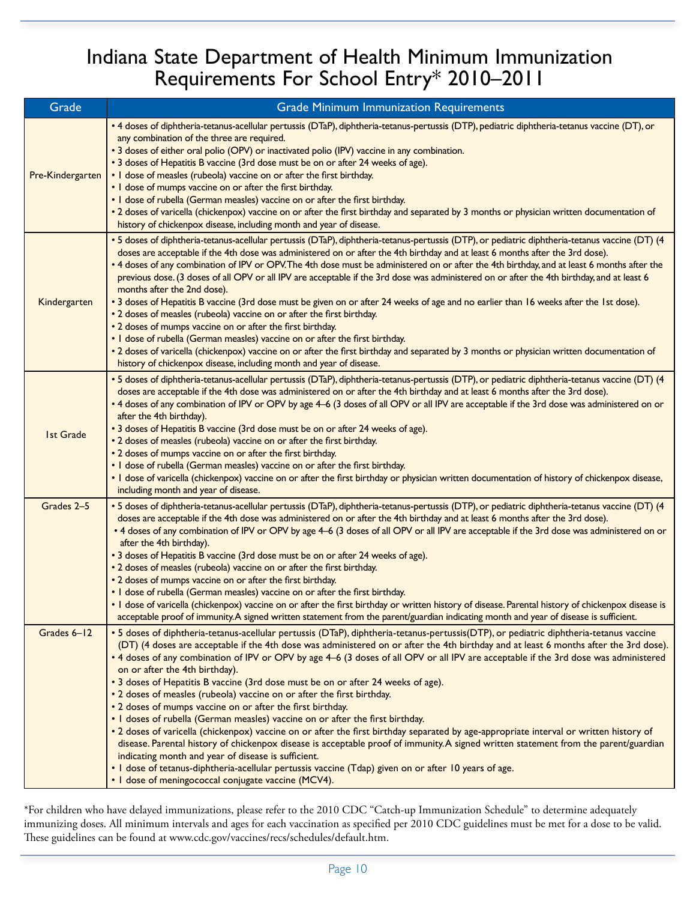# Indiana State Department of Health Minimum Immunization Requirements For School Entry* 2010–2011

| Grade | Grade Minimum Immunization Requirements |
|---|---|
| Pre-Kindergarten | • 4 doses of diphtheria-tetanus-acellular pertussis (DTaP), diphtheria-tetanus-pertussis (DTP), pediatric diphtheria-tetanus vaccine (DT), or any combination of the three are required.<br>• 3 doses of either oral polio (OPV) or inactivated polio (IPV) vaccine in any combination.<br>• 3 doses of Hepatitis B vaccine (3rd dose must be on or after 24 weeks of age).<br>• 1 dose of measles (rubeola) vaccine on or after the first birthday.<br>• 1 dose of mumps vaccine on or after the first birthday.<br>• 1 dose of rubella (German measles) vaccine on or after the first birthday.<br>• 2 doses of varicella (chickenpox) vaccine on or after the first birthday and separated by 3 months or physician written documentation of history of chickenpox disease, including month and year of disease. |
| Kindergarten | • 5 doses of diphtheria-tetanus-acellular pertussis (DTaP), diphtheria-tetanus-pertussis (DTP), or pediatric diphtheria-tetanus vaccine (DT) (4 doses are acceptable if the 4th dose was administered on or after the 4th birthday and at least 6 months after the 3rd dose).<br>• 4 doses of any combination of IPV or OPV. The 4th dose must be administered on or after the 4th birthday, and at least 6 months after the previous dose. (3 doses of all OPV or all IPV are acceptable if the 3rd dose was administered on or after the 4th birthday, and at least 6 months after the 2nd dose).<br>• 3 doses of Hepatitis B vaccine (3rd dose must be given on or after 24 weeks of age and no earlier than 16 weeks after the 1st dose).<br>• 2 doses of measles (rubeola) vaccine on or after the first birthday.<br>• 2 doses of mumps vaccine on or after the first birthday.<br>• 1 dose of rubella (German measles) vaccine on or after the first birthday.<br>• 2 doses of varicella (chickenpox) vaccine on or after the first birthday and separated by 3 months or physician written documentation of history of chickenpox disease, including month and year of disease. |
| 1st Grade | • 5 doses of diphtheria-tetanus-acellular pertussis (DTaP), diphtheria-tetanus-pertussis (DTP), or pediatric diphtheria-tetanus vaccine (DT) (4 doses are acceptable if the 4th dose was administered on or after the 4th birthday and at least 6 months after the 3rd dose).<br>• 4 doses of any combination of IPV or OPV by age 4–6 (3 doses of all OPV or all IPV are acceptable if the 3rd dose was administered on or after the 4th birthday).<br>• 3 doses of Hepatitis B vaccine (3rd dose must be on or after 24 weeks of age).<br>• 2 doses of measles (rubeola) vaccine on or after the first birthday.<br>• 2 doses of mumps vaccine on or after the first birthday.<br>• 1 dose of rubella (German measles) vaccine on or after the first birthday.<br>• 1 dose of varicella (chickenpox) vaccine on or after the first birthday or physician written documentation of history of chickenpox disease, including month and year of disease. |
| Grades 2–5 | • 5 doses of diphtheria-tetanus-acellular pertussis (DTaP), diphtheria-tetanus-pertussis (DTP), or pediatric diphtheria-tetanus vaccine (DT) (4 doses are acceptable if the 4th dose was administered on or after the 4th birthday and at least 6 months after the 3rd dose).<br>• 4 doses of any combination of IPV or OPV by age 4–6 (3 doses of all OPV or all IPV are acceptable if the 3rd dose was administered on or after the 4th birthday).<br>• 3 doses of Hepatitis B vaccine (3rd dose must be on or after 24 weeks of age).<br>• 2 doses of measles (rubeola) vaccine on or after the first birthday.<br>• 2 doses of mumps vaccine on or after the first birthday.<br>• 1 dose of rubella (German measles) vaccine on or after the first birthday.<br>• 1 dose of varicella (chickenpox) vaccine on or after the first birthday or written history of disease. Parental history of chickenpox disease is acceptable proof of immunity. A signed written statement from the parent/guardian indicating month and year of disease is sufficient. |
| Grades 6–12 | • 5 doses of diphtheria-tetanus-acellular pertussis (DTaP), diphtheria-tetanus-pertussis(DTP), or pediatric diphtheria-tetanus vaccine (DT) (4 doses are acceptable if the 4th dose was administered on or after the 4th birthday and at least 6 months after the 3rd dose).<br>• 4 doses of any combination of IPV or OPV by age 4–6 (3 doses of all OPV or all IPV are acceptable if the 3rd dose was administered on or after the 4th birthday).<br>• 3 doses of Hepatitis B vaccine (3rd dose must be on or after 24 weeks of age).<br>• 2 doses of measles (rubeola) vaccine on or after the first birthday.<br>• 2 doses of mumps vaccine on or after the first birthday.<br>• 1 doses of rubella (German measles) vaccine on or after the first birthday.<br>• 2 doses of varicella (chickenpox) vaccine on or after the first birthday separated by age-appropriate interval or written history of disease. Parental history of chickenpox disease is acceptable proof of immunity. A signed written statement from the parent/guardian indicating month and year of disease is sufficient.<br>• 1 dose of tetanus-diphtheria-acellular pertussis vaccine (Tdap) given on or after 10 years of age.<br>• 1 dose of meningococcal conjugate vaccine (MCV4). |

*For children who have delayed immunizations, please refer to the 2010 CDC "Catch-up Immunization Schedule" to determine adequately immunizing doses. All minimum intervals and ages for each vaccination as specified per 2010 CDC guidelines must be met for a dose to be valid. These guidelines can be found at www.cdc.gov/vaccines/recs/schedules/default.htm.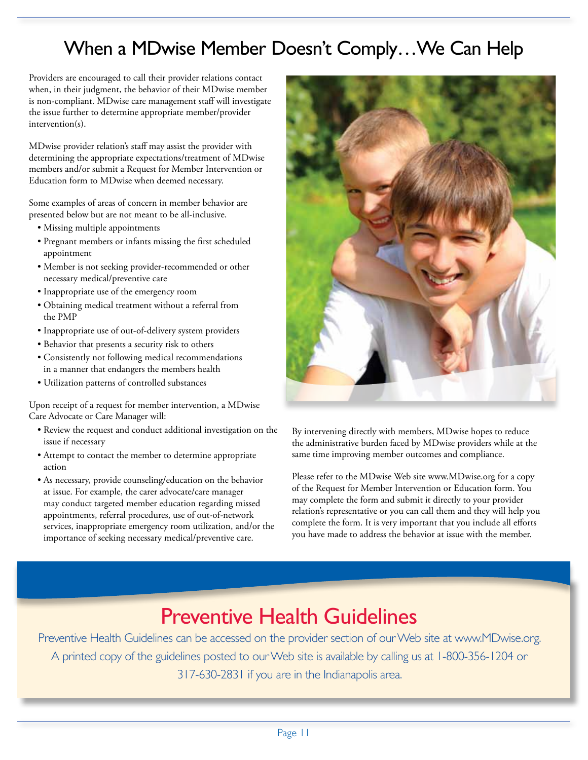# When a MDwise Member Doesn't Comply…We Can Help

Providers are encouraged to call their provider relations contact when, in their judgment, the behavior of their MDwise member is non-compliant. MDwise care management staff will investigate the issue further to determine appropriate member/provider intervention(s).

MDwise provider relation's staff may assist the provider with determining the appropriate expectations/treatment of MDwise members and/or submit a Request for Member Intervention or Education form to MDwise when deemed necessary.

Some examples of areas of concern in member behavior are presented below but are not meant to be all-inclusive.

- Missing multiple appointments
- Pregnant members or infants missing the first scheduled appointment
- Member is not seeking provider-recommended or other necessary medical/preventive care
- Inappropriate use of the emergency room
- Obtaining medical treatment without a referral from the PMP
- Inappropriate use of out-of-delivery system providers
- Behavior that presents a security risk to others
- Consistently not following medical recommendations in a manner that endangers the members health
- Utilization patterns of controlled substances

Upon receipt of a request for member intervention, a MDwise Care Advocate or Care Manager will:

- Review the request and conduct additional investigation on the issue if necessary
- Attempt to contact the member to determine appropriate action
- As necessary, provide counseling/education on the behavior at issue. For example, the carer advocate/care manager may conduct targeted member education regarding missed appointments, referral procedures, use of out-of-network services, inappropriate emergency room utilization, and/or the importance of seeking necessary medical/preventive care.

By intervening directly with members, MDwise hopes to reduce the administrative burden faced by MDwise providers while at the same time improving member outcomes and compliance.

Please refer to the MDwise Web site www.MDwise.org for a copy of the Request for Member Intervention or Education form. You may complete the form and submit it directly to your provider relation's representative or you can call them and they will help you complete the form. It is very important that you include all efforts you have made to address the behavior at issue with the member.

## Preventive Health Guidelines

Preventive Health Guidelines can be accessed on the provider section of our Web site at www.MDwise.org. A printed copy of the guidelines posted to our Web site is available by calling us at 1-800-356-1204 or 317-630-2831 if you are in the Indianapolis area.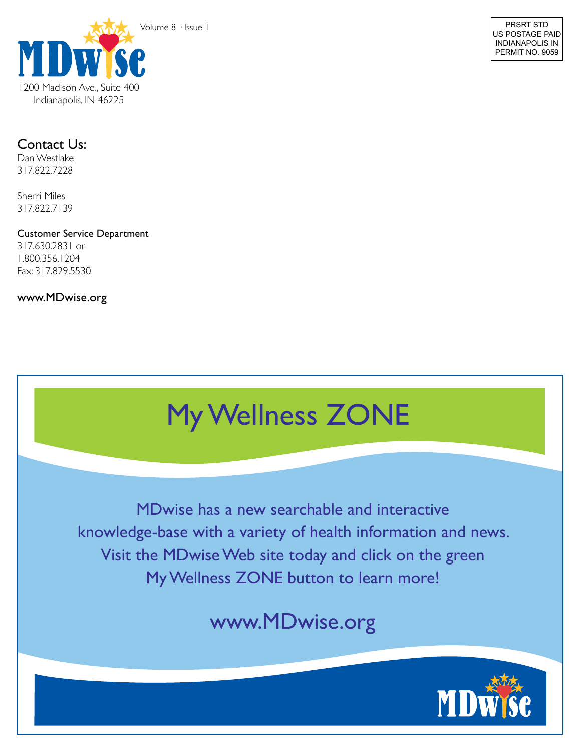MDwise

Volume 8 · Issue 1

1200 Madison Ave., Suite 400
Indianapolis, IN 46225

PRSRT STD
US POSTAGE PAID
INDIANAPOLIS IN
PERMIT NO. 9059

## Contact Us:

Dan Westlake
317.822.7228

Sherri Miles
317.822.7139

**Customer Service Department**
317.630.2831 or
1.800.356.1204
Fax: 317.829.5530

**www.MDwise.org**

# My Wellness ZONE

MDwise has a new searchable and interactive knowledge-base with a variety of health information and news. Visit the MDwise Web site today and click on the green My Wellness ZONE button to learn more!

www.MDwise.org

MDwise